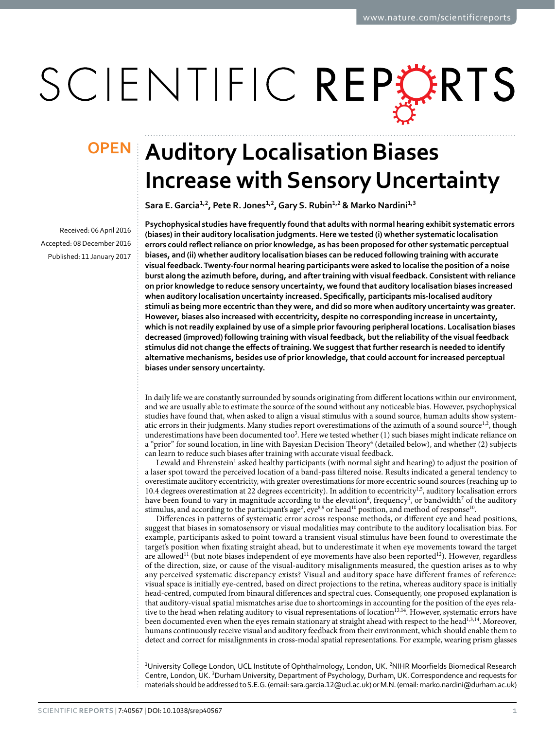OPEN

# Auditory Localisation Biases Increase with Sensory Uncertainty

**Sara E. Garcia[1,2], Pete R. Jones[1,2], Gary S. Rubin[1,2] & Marko Nardini[1,3]**

Received: 06 April 2016
Accepted: 08 December 2016
Published: 11 January 2017

**Psychophysical studies have frequently found that adults with normal hearing exhibit systematic errors (biases) in their auditory localisation judgments. Here we tested (i) whether systematic localisation errors could reflect reliance on prior knowledge, as has been proposed for other systematic perceptual biases, and (ii) whether auditory localisation biases can be reduced following training with accurate visual feedback. Twenty-four normal hearing participants were asked to localise the position of a noise burst along the azimuth before, during, and after training with visual feedback. Consistent with reliance on prior knowledge to reduce sensory uncertainty, we found that auditory localisation biases increased when auditory localisation uncertainty increased. Specifically, participants mis-localised auditory stimuli as being more eccentric than they were, and did so more when auditory uncertainty was greater. However, biases also increased with eccentricity, despite no corresponding increase in uncertainty, which is not readily explained by use of a simple prior favouring peripheral locations. Localisation biases decreased (improved) following training with visual feedback, but the reliability of the visual feedback stimulus did not change the effects of training. We suggest that further research is needed to identify alternative mechanisms, besides use of prior knowledge, that could account for increased perceptual biases under sensory uncertainty.**

In daily life we are constantly surrounded by sounds originating from different locations within our environment, and we are usually able to estimate the source of the sound without any noticeable bias. However, psychophysical studies have found that, when asked to align a visual stimulus with a sound source, human adults show systematic errors in their judgments. Many studies report overestimations of the azimuth of a sound source[1,2], though underestimations have been documented too[3]. Here we tested whether (1) such biases might indicate reliance on a "prior" for sound location, in line with Bayesian Decision Theory[4] (detailed below), and whether (2) subjects can learn to reduce such biases after training with accurate visual feedback.

Lewald and Ehrenstein[1] asked healthy participants (with normal sight and hearing) to adjust the position of a laser spot toward the perceived location of a band-pass filtered noise. Results indicated a general tendency to overestimate auditory eccentricity, with greater overestimations for more eccentric sound sources (reaching up to 10.4 degrees overestimation at 22 degrees eccentricity). In addition to eccentricity[1,5], auditory localisation errors have been found to vary in magnitude according to the elevation[6], frequency[1], or bandwidth[7] of the auditory stimulus, and according to the participant's age[2], eye[8,9] or head[10] position, and method of response[10].

Differences in patterns of systematic error across response methods, or different eye and head positions, suggest that biases in somatosensory or visual modalities may contribute to the auditory localisation bias. For example, participants asked to point toward a transient visual stimulus have been found to overestimate the target's position when fixating straight ahead, but to underestimate it when eye movements toward the target are allowed[11] (but note biases independent of eye movements have also been reported[12]). However, regardless of the direction, size, or cause of the visual-auditory misalignments measured, the question arises as to why any perceived systematic discrepancy exists? Visual and auditory space have different frames of reference: visual space is initially eye-centred, based on direct projections to the retina, whereas auditory space is initially head-centred, computed from binaural differences and spectral cues. Consequently, one proposed explanation is that auditory-visual spatial mismatches arise due to shortcomings in accounting for the position of the eyes relative to the head when relating auditory to visual representations of location[13,14]. However, systematic errors have been documented even when the eyes remain stationary at straight ahead with respect to the head[1,3,14]. Moreover, humans continuously receive visual and auditory feedback from their environment, which should enable them to detect and correct for misalignments in cross-modal spatial representations. For example, wearing prism glasses

[1]University College London, UCL Institute of Ophthalmology, London, UK. [2]NIHR Moorfields Biomedical Research Centre, London, UK. [3]Durham University, Department of Psychology, Durham, UK. Correspondence and requests for materials should be addressed to S.E.G. (email: sara.garcia.12@ucl.ac.uk) or M.N. (email: marko.nardini@durham.ac.uk)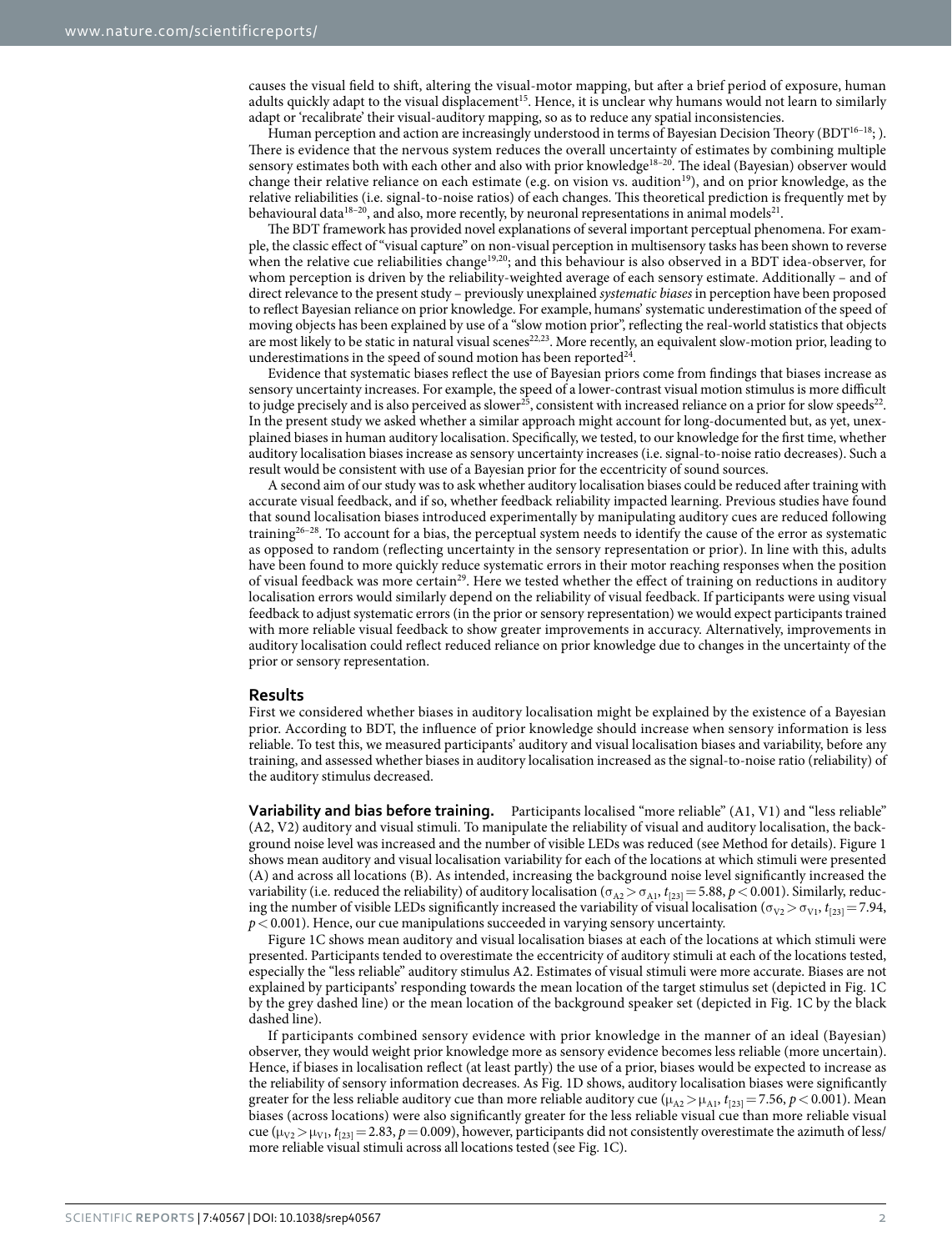causes the visual field to shift, altering the visual-motor mapping, but after a brief period of exposure, human adults quickly adapt to the visual displacement[15]. Hence, it is unclear why humans would not learn to similarly adapt or 'recalibrate' their visual-auditory mapping, so as to reduce any spatial inconsistencies.

Human perception and action are increasingly understood in terms of Bayesian Decision Theory (BDT[16–18]; ). There is evidence that the nervous system reduces the overall uncertainty of estimates by combining multiple sensory estimates both with each other and also with prior knowledge[18–20]. The ideal (Bayesian) observer would change their relative reliance on each estimate (e.g. on vision vs. audition[19]), and on prior knowledge, as the relative reliabilities (i.e. signal-to-noise ratios) of each changes. This theoretical prediction is frequently met by behavioural data[18–20], and also, more recently, by neuronal representations in animal models[21].

The BDT framework has provided novel explanations of several important perceptual phenomena. For example, the classic effect of "visual capture" on non-visual perception in multisensory tasks has been shown to reverse when the relative cue reliabilities change[19,20]; and this behaviour is also observed in a BDT idea-observer, for whom perception is driven by the reliability-weighted average of each sensory estimate. Additionally – and of direct relevance to the present study – previously unexplained *systematic biases* in perception have been proposed to reflect Bayesian reliance on prior knowledge. For example, humans' systematic underestimation of the speed of moving objects has been explained by use of a "slow motion prior", reflecting the real-world statistics that objects are most likely to be static in natural visual scenes[22,23]. More recently, an equivalent slow-motion prior, leading to underestimations in the speed of sound motion has been reported[24].

Evidence that systematic biases reflect the use of Bayesian priors come from findings that biases increase as sensory uncertainty increases. For example, the speed of a lower-contrast visual motion stimulus is more difficult to judge precisely and is also perceived as slower[25], consistent with increased reliance on a prior for slow speeds[22]. In the present study we asked whether a similar approach might account for long-documented but, as yet, unexplained biases in human auditory localisation. Specifically, we tested, to our knowledge for the first time, whether auditory localisation biases increase as sensory uncertainty increases (i.e. signal-to-noise ratio decreases). Such a result would be consistent with use of a Bayesian prior for the eccentricity of sound sources.

A second aim of our study was to ask whether auditory localisation biases could be reduced after training with accurate visual feedback, and if so, whether feedback reliability impacted learning. Previous studies have found that sound localisation biases introduced experimentally by manipulating auditory cues are reduced following training[26–28]. To account for a bias, the perceptual system needs to identify the cause of the error as systematic as opposed to random (reflecting uncertainty in the sensory representation or prior). In line with this, adults have been found to more quickly reduce systematic errors in their motor reaching responses when the position of visual feedback was more certain[29]. Here we tested whether the effect of training on reductions in auditory localisation errors would similarly depend on the reliability of visual feedback. If participants were using visual feedback to adjust systematic errors (in the prior or sensory representation) we would expect participants trained with more reliable visual feedback to show greater improvements in accuracy. Alternatively, improvements in auditory localisation could reflect reduced reliance on prior knowledge due to changes in the uncertainty of the prior or sensory representation.

## Results

First we considered whether biases in auditory localisation might be explained by the existence of a Bayesian prior. According to BDT, the influence of prior knowledge should increase when sensory information is less reliable. To test this, we measured participants' auditory and visual localisation biases and variability, before any training, and assessed whether biases in auditory localisation increased as the signal-to-noise ratio (reliability) of the auditory stimulus decreased.

**Variability and bias before training.** Participants localised "more reliable" (A1, V1) and "less reliable" (A2, V2) auditory and visual stimuli. To manipulate the reliability of visual and auditory localisation, the background noise level was increased and the number of visible LEDs was reduced (see Method for details). Figure 1 shows mean auditory and visual localisation variability for each of the locations at which stimuli were presented (A) and across all locations (B). As intended, increasing the background noise level significantly increased the variability (i.e. reduced the reliability) of auditory localisation ($\sigma_{A2} > \sigma_{A1}$, $t_{[23]} = 5.88$, $p < 0.001$). Similarly, reducing the number of visible LEDs significantly increased the variability of visual localisation ($\sigma_{V2} > \sigma_{V1}$, $t_{[23]} = 7.94$, $p < 0.001$). Hence, our cue manipulations succeeded in varying sensory uncertainty.

Figure 1C shows mean auditory and visual localisation biases at each of the locations at which stimuli were presented. Participants tended to overestimate the eccentricity of auditory stimuli at each of the locations tested, especially the "less reliable" auditory stimulus A2. Estimates of visual stimuli were more accurate. Biases are not explained by participants' responding towards the mean location of the target stimulus set (depicted in Fig. 1C by the grey dashed line) or the mean location of the background speaker set (depicted in Fig. 1C by the black dashed line).

If participants combined sensory evidence with prior knowledge in the manner of an ideal (Bayesian) observer, they would weight prior knowledge more as sensory evidence becomes less reliable (more uncertain). Hence, if biases in localisation reflect (at least partly) the use of a prior, biases would be expected to increase as the reliability of sensory information decreases. As Fig. 1D shows, auditory localisation biases were significantly greater for the less reliable auditory cue than more reliable auditory cue ($\mu_{A2} > \mu_{A1}$, $t_{[23]} = 7.56$, $p < 0.001$). Mean biases (across locations) were also significantly greater for the less reliable visual cue than more reliable visual cue ($\mu_{V2} > \mu_{V1}$, $t_{[23]} = 2.83$, $p = 0.009$), however, participants did not consistently overestimate the azimuth of less/more reliable visual stimuli across all locations tested (see Fig. 1C).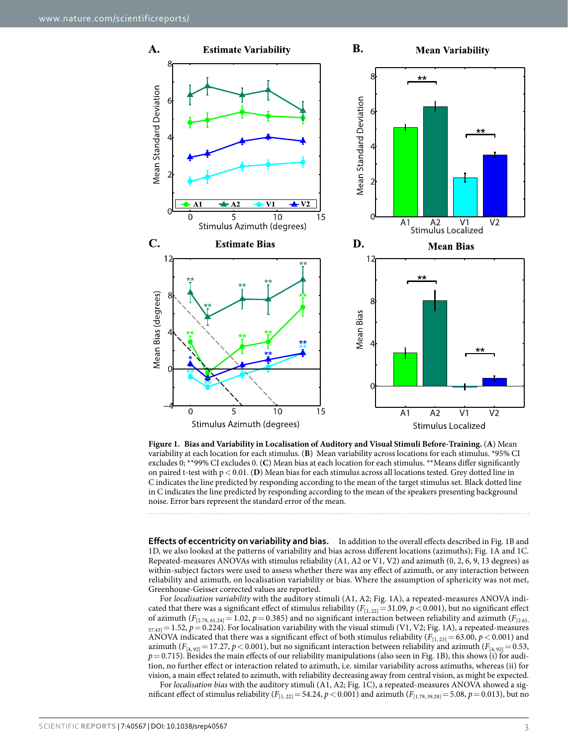**Figure 1. Bias and Variability in Localisation of Auditory and Visual Stimuli Before-Training.** (**A**) Mean variability at each location for each stimulus. (**B**) Mean variability across locations for each stimulus. *95% CI excludes 0; **99% CI excludes 0. (**C**) Mean bias at each location for each stimulus. **Means differ significantly on paired t-test with $p < 0.01$. (**D**) Mean bias for each stimulus across all locations tested. Grey dotted line in C indicates the line predicted by responding according to the mean of the target stimulus set. Black dotted line in C indicates the line predicted by responding according to the mean of the speakers presenting background noise. Error bars represent the standard error of the mean.

**Effects of eccentricity on variability and bias.** In addition to the overall effects described in Fig. 1B and 1D, we also looked at the patterns of variability and bias across different locations (azimuths); Fig. 1A and 1C. Repeated-measures ANOVAs with stimulus reliability (A1, A2 or V1, V2) and azimuth (0, 2, 6, 9, 13 degrees) as within-subject factors were used to assess whether there was any effect of azimuth, or any interaction between reliability and azimuth, on localisation variability or bias. Where the assumption of sphericity was not met, Greenhouse-Geisser corrected values are reported.

For *localisation variability* with the auditory stimuli (A1, A2; Fig. 1A), a repeated-measures ANOVA indicated that there was a significant effect of stimulus reliability ($F_{[1, 22]} = 31.09$, $p < 0.001$), but no significant effect of azimuth ($F_{[2.78, 61.24]} = 1.02$, $p = 0.385$) and no significant interaction between reliability and azimuth ($F_{[2.61, 57.43]} = 1.52$, $p = 0.224$). For localisation variability with the visual stimuli (V1, V2; Fig. 1A), a repeated-measures ANOVA indicated that there was a significant effect of both stimulus reliability ($F_{[1, 23]} = 63.00$, $p < 0.001$) and azimuth ($F_{[4, 92]} = 17.27$, $p < 0.001$), but no significant interaction between reliability and azimuth ($F_{[4, 92]} = 0.53$, $p = 0.715$). Besides the main effects of our reliability manipulations (also seen in Fig. 1B), this shows (i) for audition, no further effect or interaction related to azimuth, i.e. similar variability across azimuths, whereas (ii) for vision, a main effect related to azimuth, with reliability decreasing away from central vision, as might be expected.

For *localisation bias* with the auditory stimuli (A1, A2; Fig. 1C), a repeated-measures ANOVA showed a significant effect of stimulus reliability ($F_{[1, 22]} = 54.24$, $p < 0.001$) and azimuth ($F_{[1.79, 39.28]} = 5.08$, $p = 0.013$), but no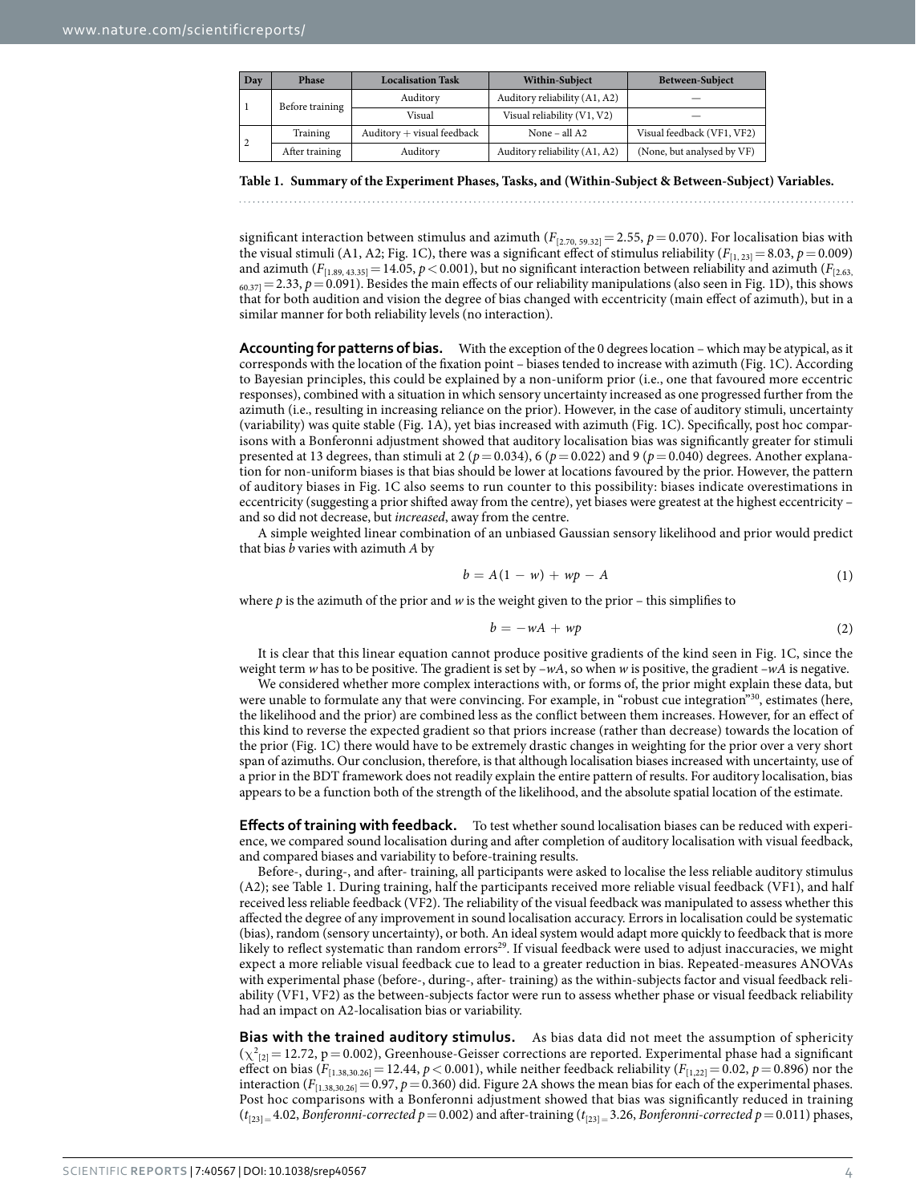| Day | Phase | Localisation Task | Within-Subject | Between-Subject |
|---|---|---|---|---|
| 1 | Before training | Auditory | Auditory reliability (A1, A2) | — |
| | | Visual | Visual reliability (V1, V2) | — |
| 2 | Training | Auditory + visual feedback | None – all A2 | Visual feedback (VF1, VF2) |
| | After training | Auditory | Auditory reliability (A1, A2) | (None, but analysed by VF) |

**Table 1. Summary of the Experiment Phases, Tasks, and (Within-Subject & Between-Subject) Variables.**

significant interaction between stimulus and azimuth ($F_{[2.70, 59.32]} = 2.55$, $p = 0.070$). For localisation bias with the visual stimuli (A1, A2; Fig. 1C), there was a significant effect of stimulus reliability ($F_{[1, 23]} = 8.03$, $p = 0.009$) and azimuth ($F_{[1.89, 43.35]} = 14.05$, $p < 0.001$), but no significant interaction between reliability and azimuth ($F_{[2.63, 60.37]} = 2.33$, $p = 0.091$). Besides the main effects of our reliability manipulations (also seen in Fig. 1D), this shows that for both audition and vision the degree of bias changed with eccentricity (main effect of azimuth), but in a similar manner for both reliability levels (no interaction).

**Accounting for patterns of bias.** With the exception of the 0 degrees location – which may be atypical, as it corresponds with the location of the fixation point – biases tended to increase with azimuth (Fig. 1C). According to Bayesian principles, this could be explained by a non-uniform prior (i.e., one that favoured more eccentric responses), combined with a situation in which sensory uncertainty increased as one progressed further from the azimuth (i.e., resulting in increasing reliance on the prior). However, in the case of auditory stimuli, uncertainty (variability) was quite stable (Fig. 1A), yet bias increased with azimuth (Fig. 1C). Specifically, post hoc comparisons with a Bonferonni adjustment showed that auditory localisation bias was significantly greater for stimuli presented at 13 degrees, than stimuli at 2 ($p = 0.034$), 6 ($p = 0.022$) and 9 ($p = 0.040$) degrees. Another explanation for non-uniform biases is that bias should be lower at locations favoured by the prior. However, the pattern of auditory biases in Fig. 1C also seems to run counter to this possibility: biases indicate overestimations in eccentricity (suggesting a prior shifted away from the centre), yet biases were greatest at the highest eccentricity – and so did not decrease, but *increased*, away from the centre.

A simple weighted linear combination of an unbiased Gaussian sensory likelihood and prior would predict that bias $b$ varies with azimuth $A$ by

$$b = A(1 - w) + wp - A \tag{1}$$

where $p$ is the azimuth of the prior and $w$ is the weight given to the prior – this simplifies to

$$b = -wA + wp \tag{2}$$

It is clear that this linear equation cannot produce positive gradients of the kind seen in Fig. 1C, since the weight term $w$ has to be positive. The gradient is set by $-wA$, so when $w$ is positive, the gradient $-wA$ is negative.

We considered whether more complex interactions with, or forms of, the prior might explain these data, but were unable to formulate any that were convincing. For example, in "robust cue integration"[30], estimates (here, the likelihood and the prior) are combined less as the conflict between them increases. However, for an effect of this kind to reverse the expected gradient so that priors increase (rather than decrease) towards the location of the prior (Fig. 1C) there would have to be extremely drastic changes in weighting for the prior over a very short span of azimuths. Our conclusion, therefore, is that although localisation biases increased with uncertainty, use of a prior in the BDT framework does not readily explain the entire pattern of results. For auditory localisation, bias appears to be a function both of the strength of the likelihood, and the absolute spatial location of the estimate.

**Effects of training with feedback.** To test whether sound localisation biases can be reduced with experience, we compared sound localisation during and after completion of auditory localisation with visual feedback, and compared biases and variability to before-training results.

Before-, during-, and after- training, all participants were asked to localise the less reliable auditory stimulus (A2); see Table 1. During training, half the participants received more reliable visual feedback (VF1), and half received less reliable feedback (VF2). The reliability of the visual feedback was manipulated to assess whether this affected the degree of any improvement in sound localisation accuracy. Errors in localisation could be systematic (bias), random (sensory uncertainty), or both. An ideal system would adapt more quickly to feedback that is more likely to reflect systematic than random errors[29]. If visual feedback were used to adjust inaccuracies, we might expect a more reliable visual feedback cue to lead to a greater reduction in bias. Repeated-measures ANOVAs with experimental phase (before-, during-, after- training) as the within-subjects factor and visual feedback reliability (VF1, VF2) as the between-subjects factor were run to assess whether phase or visual feedback reliability had an impact on A2-localisation bias or variability.

**Bias with the trained auditory stimulus.** As bias data did not meet the assumption of sphericity ($\chi^2_{[2]} = 12.72$, p = 0.002), Greenhouse-Geisser corrections are reported. Experimental phase had a significant effect on bias ($F_{[1.38,30.26]} = 12.44$, $p < 0.001$), while neither feedback reliability ($F_{[1,22]} = 0.02$, $p = 0.896$) nor the interaction ($F_{[1.38,30.26]} = 0.97$, $p = 0.360$) did. Figure 2A shows the mean bias for each of the experimental phases. Post hoc comparisons with a Bonferonni adjustment showed that bias was significantly reduced in training ($t_{[23]} = 4.02$, *Bonferonni-corrected* $p = 0.002$) and after-training ($t_{[23]} = 3.26$, *Bonferonni-corrected* $p = 0.011$) phases,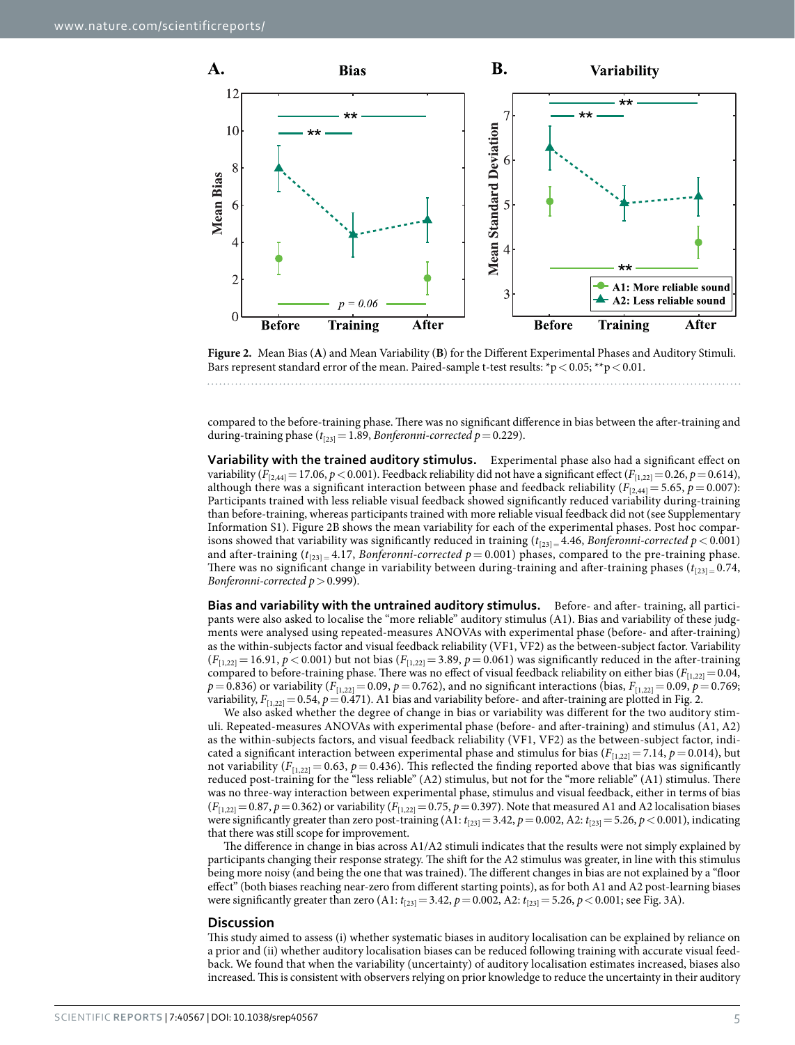**Figure 2.** Mean Bias (**A**) and Mean Variability (**B**) for the Different Experimental Phases and Auditory Stimuli. Bars represent standard error of the mean. Paired-sample t-test results: $*p < 0.05$; $**p < 0.01$.

compared to the before-training phase. There was no significant difference in bias between the after-training and during-training phase ($t_{[23]} = 1.89$, *Bonferonni-corrected* $p = 0.229$).

**Variability with the trained auditory stimulus.** Experimental phase also had a significant effect on variability ($F_{[2,44]} = 17.06$, $p < 0.001$). Feedback reliability did not have a significant effect ($F_{[1,22]} = 0.26$, $p = 0.614$), although there was a significant interaction between phase and feedback reliability ($F_{[2,44]} = 5.65$, $p = 0.007$): Participants trained with less reliable visual feedback showed significantly reduced variability during-training than before-training, whereas participants trained with more reliable visual feedback did not (see Supplementary Information S1). Figure 2B shows the mean variability for each of the experimental phases. Post hoc comparisons showed that variability was significantly reduced in training ($t_{[23]} = 4.46$, *Bonferonni-corrected* $p < 0.001$) and after-training ($t_{[23]} = 4.17$, *Bonferonni-corrected* $p = 0.001$) phases, compared to the pre-training phase. There was no significant change in variability between during-training and after-training phases ($t_{[23]} = 0.74$, *Bonferonni-corrected* $p > 0.999$).

**Bias and variability with the untrained auditory stimulus.** Before- and after- training, all participants were also asked to localise the "more reliable" auditory stimulus (A1). Bias and variability of these judgments were analysed using repeated-measures ANOVAs with experimental phase (before- and after-training) as the within-subjects factor and visual feedback reliability (VF1, VF2) as the between-subject factor. Variability ($F_{[1,22]} = 16.91$, $p < 0.001$) but not bias ($F_{[1,22]} = 3.89$, $p = 0.061$) was significantly reduced in the after-training compared to before-training phase. There was no effect of visual feedback reliability on either bias ($F_{[1,22]} = 0.04$, $p = 0.836$) or variability ($F_{[1,22]} = 0.09$, $p = 0.762$), and no significant interactions (bias, $F_{[1,22]} = 0.09$, $p = 0.769$; variability, $F_{[1,22]} = 0.54$, $p = 0.471$). A1 bias and variability before- and after-training are plotted in Fig. 2.

We also asked whether the degree of change in bias or variability was different for the two auditory stimuli. Repeated-measures ANOVAs with experimental phase (before- and after-training) and stimulus (A1, A2) as the within-subjects factors, and visual feedback reliability (VF1, VF2) as the between-subject factor, indicated a significant interaction between experimental phase and stimulus for bias ($F_{[1,22]} = 7.14$, $p = 0.014$), but not variability ($F_{[1,22]} = 0.63$, $p = 0.436$). This reflected the finding reported above that bias was significantly reduced post-training for the "less reliable" (A2) stimulus, but not for the "more reliable" (A1) stimulus. There was no three-way interaction between experimental phase, stimulus and visual feedback, either in terms of bias ($F_{[1,22]} = 0.87$, $p = 0.362$) or variability ($F_{[1,22]} = 0.75$, $p = 0.397$). Note that measured A1 and A2 localisation biases were significantly greater than zero post-training (A1: $t_{[23]} = 3.42$, $p = 0.002$, A2: $t_{[23]} = 5.26$, $p < 0.001$), indicating that there was still scope for improvement.

The difference in change in bias across A1/A2 stimuli indicates that the results were not simply explained by participants changing their response strategy. The shift for the A2 stimulus was greater, in line with this stimulus being more noisy (and being the one that was trained). The different changes in bias are not explained by a "floor effect" (both biases reaching near-zero from different starting points), as for both A1 and A2 post-learning biases were significantly greater than zero (A1: $t_{[23]} = 3.42$, $p = 0.002$, A2: $t_{[23]} = 5.26$, $p < 0.001$; see Fig. 3A).

## Discussion

This study aimed to assess (i) whether systematic biases in auditory localisation can be explained by reliance on a prior and (ii) whether auditory localisation biases can be reduced following training with accurate visual feedback. We found that when the variability (uncertainty) of auditory localisation estimates increased, biases also increased. This is consistent with observers relying on prior knowledge to reduce the uncertainty in their auditory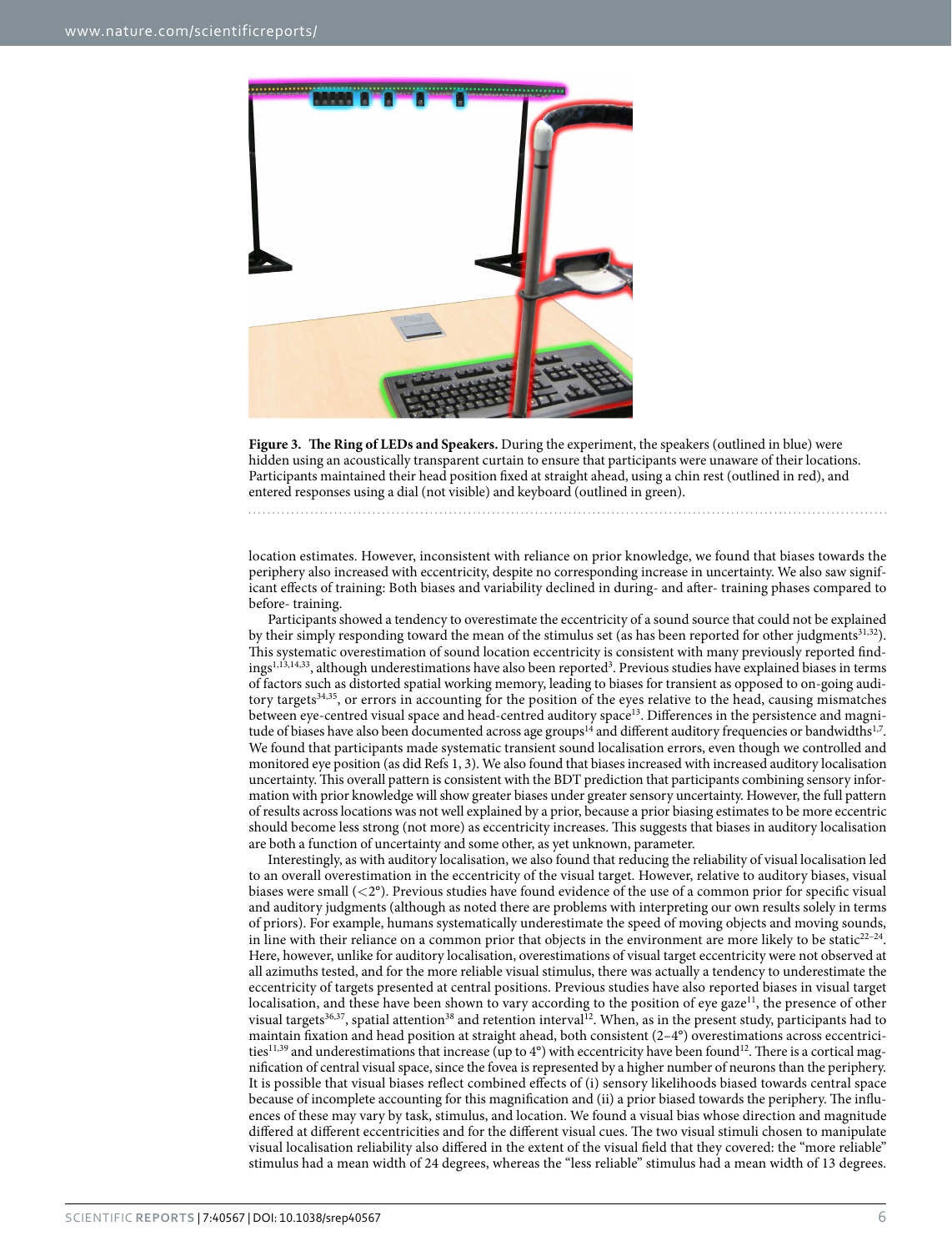**Figure 3. The Ring of LEDs and Speakers.** During the experiment, the speakers (outlined in blue) were hidden using an acoustically transparent curtain to ensure that participants were unaware of their locations. Participants maintained their head position fixed at straight ahead, using a chin rest (outlined in red), and entered responses using a dial (not visible) and keyboard (outlined in green).

location estimates. However, inconsistent with reliance on prior knowledge, we found that biases towards the periphery also increased with eccentricity, despite no corresponding increase in uncertainty. We also saw significant effects of training: Both biases and variability declined in during- and after- training phases compared to before- training.

Participants showed a tendency to overestimate the eccentricity of a sound source that could not be explained by their simply responding toward the mean of the stimulus set (as has been reported for other judgments[31,32]). This systematic overestimation of sound location eccentricity is consistent with many previously reported findings[1,13,14,33], although underestimations have also been reported[3]. Previous studies have explained biases in terms of factors such as distorted spatial working memory, leading to biases for transient as opposed to on-going auditory targets[34,35], or errors in accounting for the position of the eyes relative to the head, causing mismatches between eye-centred visual space and head-centred auditory space[13]. Differences in the persistence and magnitude of biases have also been documented across age groups[14] and different auditory frequencies or bandwidths[1,7]. We found that participants made systematic transient sound localisation errors, even though we controlled and monitored eye position (as did Refs 1, 3). We also found that biases increased with increased auditory localisation uncertainty. This overall pattern is consistent with the BDT prediction that participants combining sensory information with prior knowledge will show greater biases under greater sensory uncertainty. However, the full pattern of results across locations was not well explained by a prior, because a prior biasing estimates to be more eccentric should become less strong (not more) as eccentricity increases. This suggests that biases in auditory localisation are both a function of uncertainty and some other, as yet unknown, parameter.

Interestingly, as with auditory localisation, we also found that reducing the reliability of visual localisation led to an overall overestimation in the eccentricity of the visual target. However, relative to auditory biases, visual biases were small (<2°). Previous studies have found evidence of the use of a common prior for specific visual and auditory judgments (although as noted there are problems with interpreting our own results solely in terms of priors). For example, humans systematically underestimate the speed of moving objects and moving sounds, in line with their reliance on a common prior that objects in the environment are more likely to be static[22–24]. Here, however, unlike for auditory localisation, overestimations of visual target eccentricity were not observed at all azimuths tested, and for the more reliable visual stimulus, there was actually a tendency to underestimate the eccentricity of targets presented at central positions. Previous studies have also reported biases in visual target localisation, and these have been shown to vary according to the position of eye gaze[11], the presence of other visual targets[36,37], spatial attention[38] and retention interval[12]. When, as in the present study, participants had to maintain fixation and head position at straight ahead, both consistent (2–4°) overestimations across eccentricities[11,39] and underestimations that increase (up to 4°) with eccentricity have been found[12]. There is a cortical magnification of central visual space, since the fovea is represented by a higher number of neurons than the periphery. It is possible that visual biases reflect combined effects of (i) sensory likelihoods biased towards central space because of incomplete accounting for this magnification and (ii) a prior biased towards the periphery. The influences of these may vary by task, stimulus, and location. We found a visual bias whose direction and magnitude differed at different eccentricities and for the different visual cues. The two visual stimuli chosen to manipulate visual localisation reliability also differed in the extent of the visual field that they covered: the "more reliable" stimulus had a mean width of 24 degrees, whereas the "less reliable" stimulus had a mean width of 13 degrees.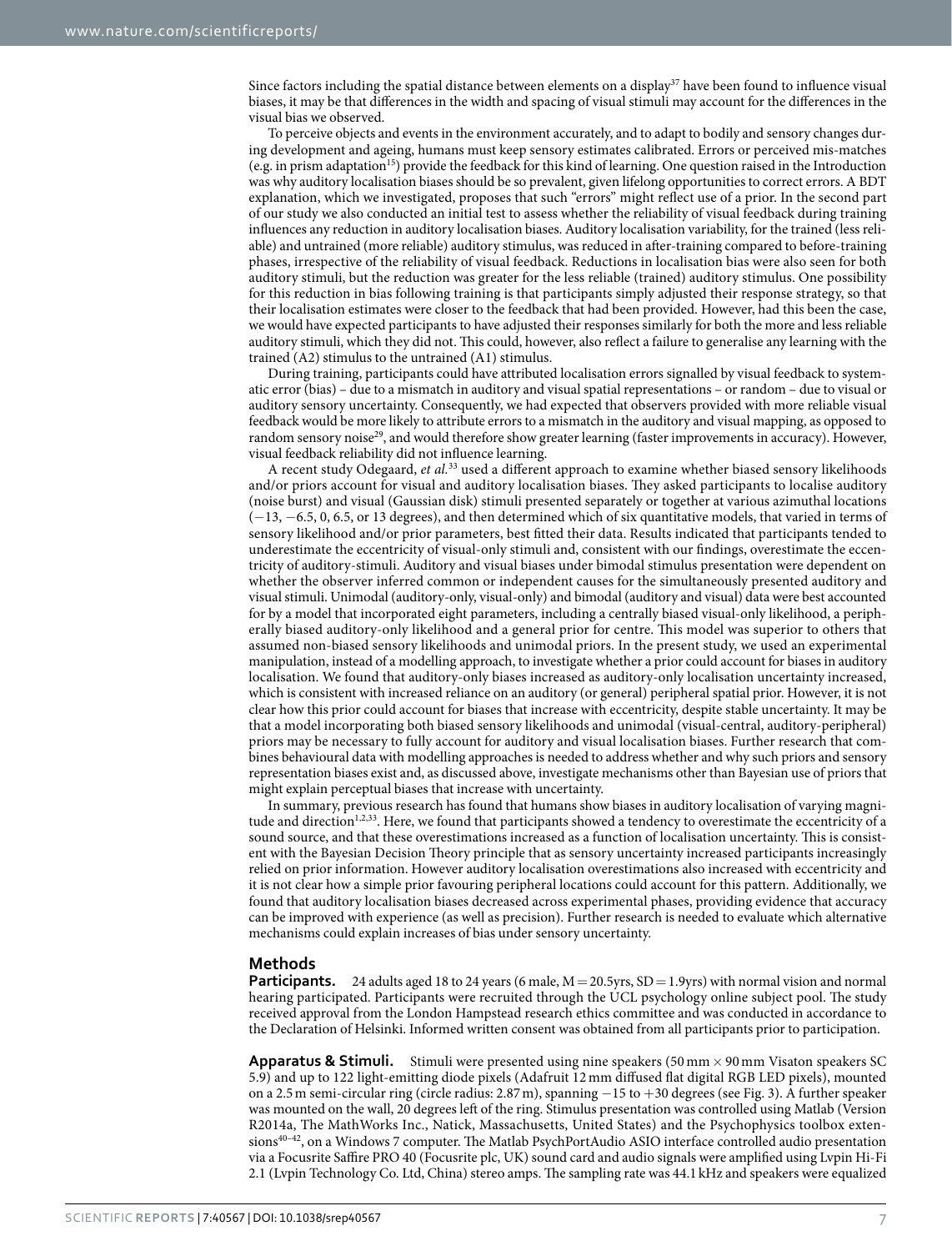Since factors including the spatial distance between elements on a display[37] have been found to influence visual biases, it may be that differences in the width and spacing of visual stimuli may account for the differences in the visual bias we observed.

To perceive objects and events in the environment accurately, and to adapt to bodily and sensory changes during development and ageing, humans must keep sensory estimates calibrated. Errors or perceived mis-matches (e.g. in prism adaptation[15]) provide the feedback for this kind of learning. One question raised in the Introduction was why auditory localisation biases should be so prevalent, given lifelong opportunities to correct errors. A BDT explanation, which we investigated, proposes that such "errors" might reflect use of a prior. In the second part of our study we also conducted an initial test to assess whether the reliability of visual feedback during training influences any reduction in auditory localisation biases. Auditory localisation variability, for the trained (less reliable) and untrained (more reliable) auditory stimulus, was reduced in after-training compared to before-training phases, irrespective of the reliability of visual feedback. Reductions in localisation bias were also seen for both auditory stimuli, but the reduction was greater for the less reliable (trained) auditory stimulus. One possibility for this reduction in bias following training is that participants simply adjusted their response strategy, so that their localisation estimates were closer to the feedback that had been provided. However, had this been the case, we would have expected participants to have adjusted their responses similarly for both the more and less reliable auditory stimuli, which they did not. This could, however, also reflect a failure to generalise any learning with the trained (A2) stimulus to the untrained (A1) stimulus.

During training, participants could have attributed localisation errors signalled by visual feedback to systematic error (bias) – due to a mismatch in auditory and visual spatial representations – or random – due to visual or auditory sensory uncertainty. Consequently, we had expected that observers provided with more reliable visual feedback would be more likely to attribute errors to a mismatch in the auditory and visual mapping, as opposed to random sensory noise[29], and would therefore show greater learning (faster improvements in accuracy). However, visual feedback reliability did not influence learning.

A recent study Odegaard, *et al.*[33] used a different approach to examine whether biased sensory likelihoods and/or priors account for visual and auditory localisation biases. They asked participants to localise auditory (noise burst) and visual (Gaussian disk) stimuli presented separately or together at various azimuthal locations (−13, −6.5, 0, 6.5, or 13 degrees), and then determined which of six quantitative models, that varied in terms of sensory likelihood and/or prior parameters, best fitted their data. Results indicated that participants tended to underestimate the eccentricity of visual-only stimuli and, consistent with our findings, overestimate the eccentricity of auditory-stimuli. Auditory and visual biases under bimodal stimulus presentation were dependent on whether the observer inferred common or independent causes for the simultaneously presented auditory and visual stimuli. Unimodal (auditory-only, visual-only) and bimodal (auditory and visual) data were best accounted for by a model that incorporated eight parameters, including a centrally biased visual-only likelihood, a peripherally biased auditory-only likelihood and a general prior for centre. This model was superior to others that assumed non-biased sensory likelihoods and unimodal priors. In the present study, we used an experimental manipulation, instead of a modelling approach, to investigate whether a prior could account for biases in auditory localisation. We found that auditory-only biases increased as auditory-only localisation uncertainty increased, which is consistent with increased reliance on an auditory (or general) peripheral spatial prior. However, it is not clear how this prior could account for biases that increase with eccentricity, despite stable uncertainty. It may be that a model incorporating both biased sensory likelihoods and unimodal (visual-central, auditory-peripheral) priors may be necessary to fully account for auditory and visual localisation biases. Further research that combines behavioural data with modelling approaches is needed to address whether and why such priors and sensory representation biases exist and, as discussed above, investigate mechanisms other than Bayesian use of priors that might explain perceptual biases that increase with uncertainty.

In summary, previous research has found that humans show biases in auditory localisation of varying magnitude and direction[1,2,33]. Here, we found that participants showed a tendency to overestimate the eccentricity of a sound source, and that these overestimations increased as a function of localisation uncertainty. This is consistent with the Bayesian Decision Theory principle that as sensory uncertainty increased participants increasingly relied on prior information. However auditory localisation overestimations also increased with eccentricity and it is not clear how a simple prior favouring peripheral locations could account for this pattern. Additionally, we found that auditory localisation biases decreased across experimental phases, providing evidence that accuracy can be improved with experience (as well as precision). Further research is needed to evaluate which alternative mechanisms could explain increases of bias under sensory uncertainty.

## Methods

**Participants.** 24 adults aged 18 to 24 years (6 male, M = 20.5yrs, SD = 1.9yrs) with normal vision and normal hearing participated. Participants were recruited through the UCL psychology online subject pool. The study received approval from the London Hampstead research ethics committee and was conducted in accordance to the Declaration of Helsinki. Informed written consent was obtained from all participants prior to participation.

**Apparatus & Stimuli.** Stimuli were presented using nine speakers (50 mm × 90 mm Visaton speakers SC 5.9) and up to 122 light-emitting diode pixels (Adafruit 12 mm diffused flat digital RGB LED pixels), mounted on a 2.5 m semi-circular ring (circle radius: 2.87 m), spanning −15 to +30 degrees (see Fig. 3). A further speaker was mounted on the wall, 20 degrees left of the ring. Stimulus presentation was controlled using Matlab (Version R2014a, The MathWorks Inc., Natick, Massachusetts, United States) and the Psychophysics toolbox extensions[40–42], on a Windows 7 computer. The Matlab PsychPortAudio ASIO interface controlled audio presentation via a Focusrite Saffire PRO 40 (Focusrite plc, UK) sound card and audio signals were amplified using Lvpin Hi-Fi 2.1 (Lvpin Technology Co. Ltd, China) stereo amps. The sampling rate was 44.1 kHz and speakers were equalized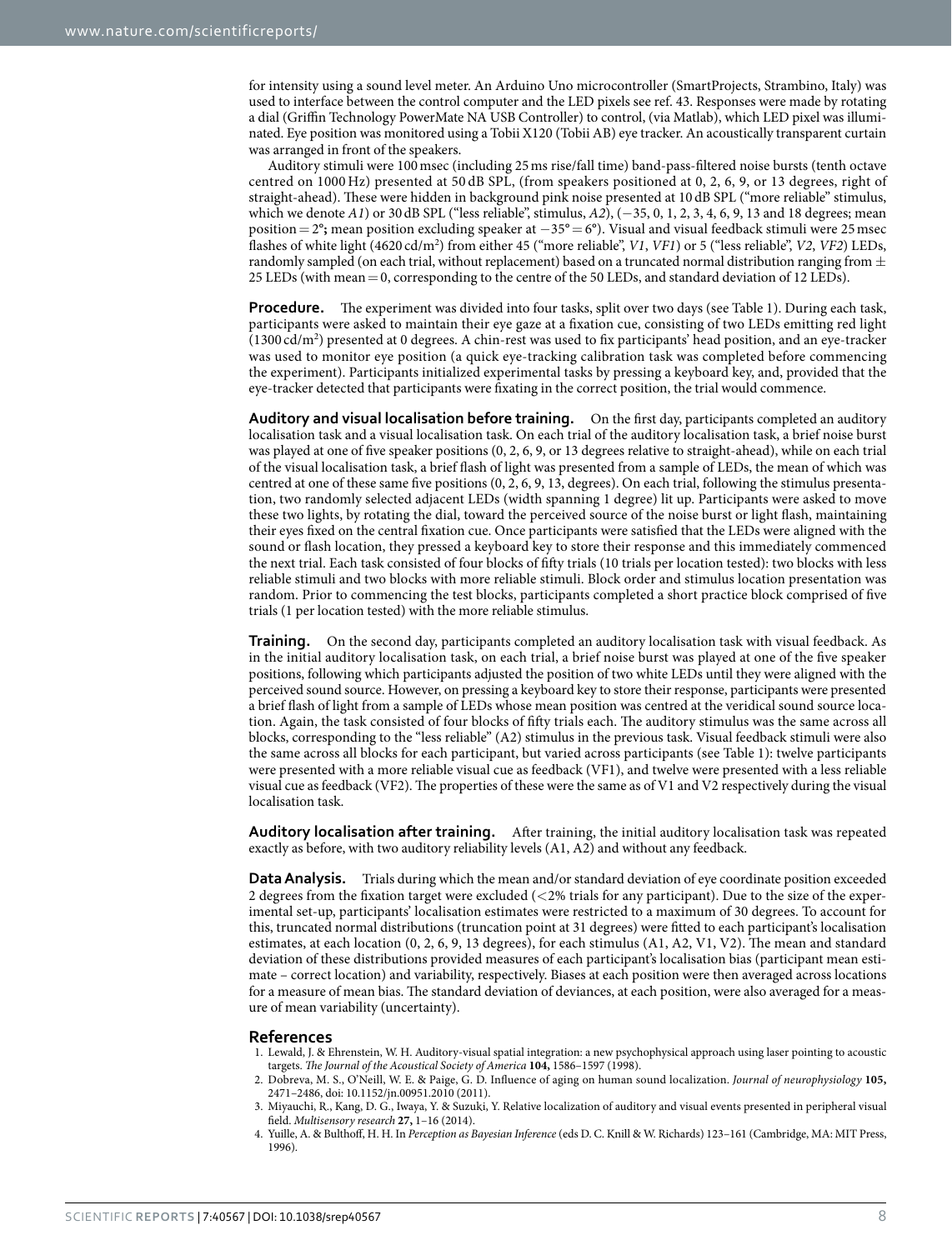for intensity using a sound level meter. An Arduino Uno microcontroller (SmartProjects, Strambino, Italy) was used to interface between the control computer and the LED pixels see ref. 43. Responses were made by rotating a dial (Griffin Technology PowerMate NA USB Controller) to control, (via Matlab), which LED pixel was illuminated. Eye position was monitored using a Tobii X120 (Tobii AB) eye tracker. An acoustically transparent curtain was arranged in front of the speakers.

Auditory stimuli were 100 msec (including 25 ms rise/fall time) band-pass-filtered noise bursts (tenth octave centred on 1000 Hz) presented at 50 dB SPL, (from speakers positioned at 0, 2, 6, 9, or 13 degrees, right of straight-ahead). These were hidden in background pink noise presented at 10 dB SPL ("more reliable" stimulus, which we denote *A1*) or 30 dB SPL ("less reliable", stimulus, *A2*), (−35, 0, 1, 2, 3, 4, 6, 9, 13 and 18 degrees; mean position = 2°**;** mean position excluding speaker at −35° = 6°). Visual and visual feedback stimuli were 25 msec flashes of white light (4620 cd/m$^2$) from either 45 ("more reliable", *V1*, *VF1*) or 5 ("less reliable", *V2*, *VF2*) LEDs, randomly sampled (on each trial, without replacement) based on a truncated normal distribution ranging from ± 25 LEDs (with mean = 0, corresponding to the centre of the 50 LEDs, and standard deviation of 12 LEDs).

**Procedure.** The experiment was divided into four tasks, split over two days (see Table 1). During each task, participants were asked to maintain their eye gaze at a fixation cue, consisting of two LEDs emitting red light (1300 cd/m$^2$) presented at 0 degrees. A chin-rest was used to fix participants' head position, and an eye-tracker was used to monitor eye position (a quick eye-tracking calibration task was completed before commencing the experiment). Participants initialized experimental tasks by pressing a keyboard key, and, provided that the eye-tracker detected that participants were fixating in the correct position, the trial would commence.

**Auditory and visual localisation before training.** On the first day, participants completed an auditory localisation task and a visual localisation task. On each trial of the auditory localisation task, a brief noise burst was played at one of five speaker positions (0, 2, 6, 9, or 13 degrees relative to straight-ahead), while on each trial of the visual localisation task, a brief flash of light was presented from a sample of LEDs, the mean of which was centred at one of these same five positions (0, 2, 6, 9, 13, degrees). On each trial, following the stimulus presentation, two randomly selected adjacent LEDs (width spanning 1 degree) lit up. Participants were asked to move these two lights, by rotating the dial, toward the perceived source of the noise burst or light flash, maintaining their eyes fixed on the central fixation cue. Once participants were satisfied that the LEDs were aligned with the sound or flash location, they pressed a keyboard key to store their response and this immediately commenced the next trial. Each task consisted of four blocks of fifty trials (10 trials per location tested): two blocks with less reliable stimuli and two blocks with more reliable stimuli. Block order and stimulus location presentation was random. Prior to commencing the test blocks, participants completed a short practice block comprised of five trials (1 per location tested) with the more reliable stimulus.

**Training.** On the second day, participants completed an auditory localisation task with visual feedback. As in the initial auditory localisation task, on each trial, a brief noise burst was played at one of the five speaker positions, following which participants adjusted the position of two white LEDs until they were aligned with the perceived sound source. However, on pressing a keyboard key to store their response, participants were presented a brief flash of light from a sample of LEDs whose mean position was centred at the veridical sound source location. Again, the task consisted of four blocks of fifty trials each. The auditory stimulus was the same across all blocks, corresponding to the "less reliable" (A2) stimulus in the previous task. Visual feedback stimuli were also the same across all blocks for each participant, but varied across participants (see Table 1): twelve participants were presented with a more reliable visual cue as feedback (VF1), and twelve were presented with a less reliable visual cue as feedback (VF2). The properties of these were the same as of V1 and V2 respectively during the visual localisation task.

**Auditory localisation after training.** After training, the initial auditory localisation task was repeated exactly as before, with two auditory reliability levels (A1, A2) and without any feedback.

**Data Analysis.** Trials during which the mean and/or standard deviation of eye coordinate position exceeded 2 degrees from the fixation target were excluded (<2% trials for any participant). Due to the size of the experimental set-up, participants' localisation estimates were restricted to a maximum of 30 degrees. To account for this, truncated normal distributions (truncation point at 31 degrees) were fitted to each participant's localisation estimates, at each location (0, 2, 6, 9, 13 degrees), for each stimulus (A1, A2, V1, V2). The mean and standard deviation of these distributions provided measures of each participant's localisation bias (participant mean estimate – correct location) and variability, respectively. Biases at each position were then averaged across locations for a measure of mean bias. The standard deviation of deviances, at each position, were also averaged for a measure of mean variability (uncertainty).

## References

1. Lewald, J. & Ehrenstein, W. H. Auditory-visual spatial integration: a new psychophysical approach using laser pointing to acoustic targets. *The Journal of the Acoustical Society of America* **104,** 1586–1597 (1998).
2. Dobreva, M. S., O'Neill, W. E. & Paige, G. D. Influence of aging on human sound localization. *Journal of neurophysiology* **105,** 2471–2486, doi: 10.1152/jn.00951.2010 (2011).
3. Miyauchi, R., Kang, D. G., Iwaya, Y. & Suzuki, Y. Relative localization of auditory and visual events presented in peripheral visual field. *Multisensory research* **27,** 1–16 (2014).
4. Yuille, A. & Bulthoff, H. H. In *Perception as Bayesian Inference* (eds D. C. Knill & W. Richards) 123–161 (Cambridge, MA: MIT Press, 1996).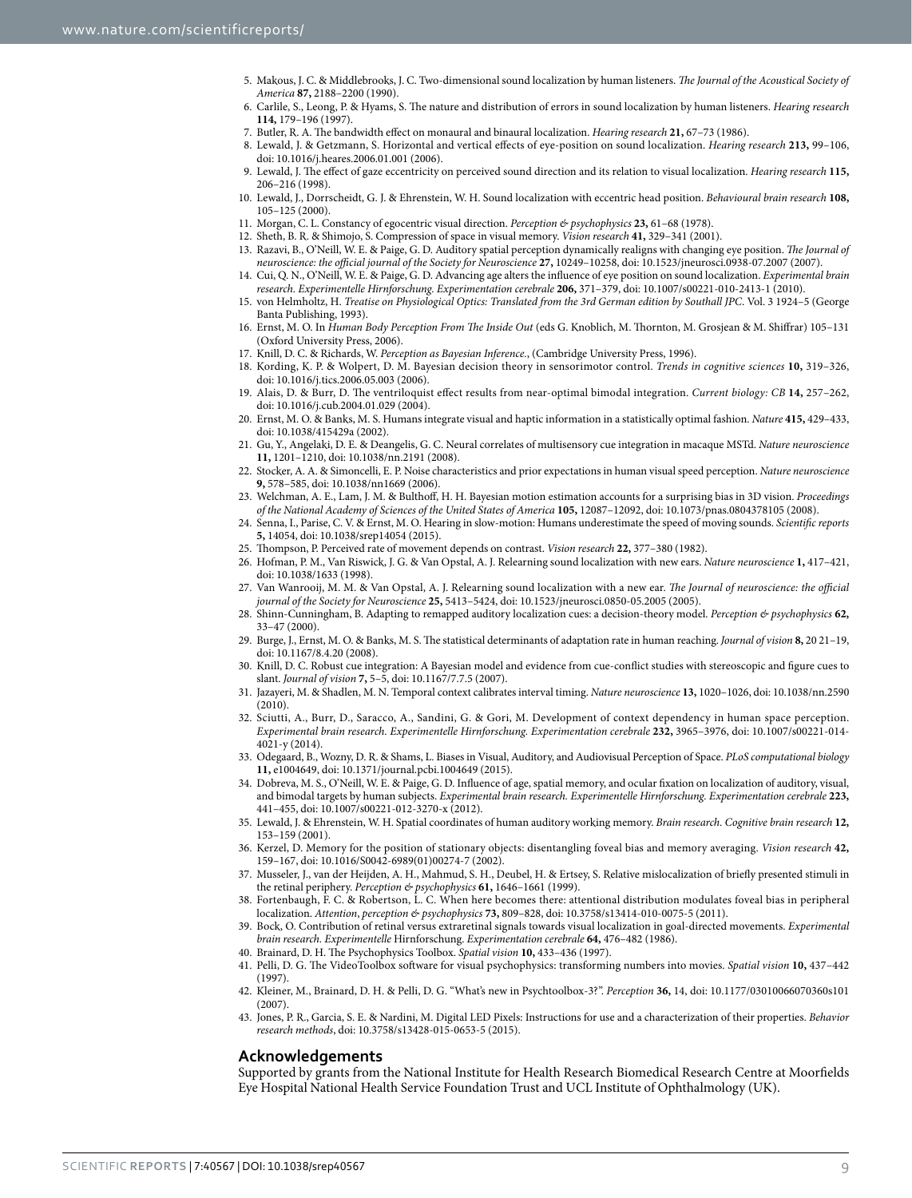5. Makous, J. C. & Middlebrooks, J. C. Two-dimensional sound localization by human listeners. *The Journal of the Acoustical Society of America* **87,** 2188–2200 (1990).
6. Carlile, S., Leong, P. & Hyams, S. The nature and distribution of errors in sound localization by human listeners. *Hearing research* **114,** 179–196 (1997).
7. Butler, R. A. The bandwidth effect on monaural and binaural localization. *Hearing research* **21,** 67–73 (1986).
8. Lewald, J. & Getzmann, S. Horizontal and vertical effects of eye-position on sound localization. *Hearing research* **213,** 99–106, doi: 10.1016/j.heares.2006.01.001 (2006).
9. Lewald, J. The effect of gaze eccentricity on perceived sound direction and its relation to visual localization. *Hearing research* **115,** 206–216 (1998).
10. Lewald, J., Dorrscheidt, G. J. & Ehrenstein, W. H. Sound localization with eccentric head position. *Behavioural brain research* **108,** 105–125 (2000).
11. Morgan, C. L. Constancy of egocentric visual direction. *Perception & psychophysics* **23,** 61–68 (1978).
12. Sheth, B. R. & Shimojo, S. Compression of space in visual memory. *Vision research* **41,** 329–341 (2001).
13. Razavi, B., O'Neill, W. E. & Paige, G. D. Auditory spatial perception dynamically realigns with changing eye position. *The Journal of neuroscience: the official journal of the Society for Neuroscience* **27,** 10249–10258, doi: 10.1523/jneurosci.0938-07.2007 (2007).
14. Cui, Q. N., O'Neill, W. E. & Paige, G. D. Advancing age alters the influence of eye position on sound localization. *Experimental brain research. Experimentelle Hirnforschung. Experimentation cerebrale* **206,** 371–379, doi: 10.1007/s00221-010-2413-1 (2010).
15. von Helmholtz, H. *Treatise on Physiological Optics: Translated from the 3rd German edition by Southall JPC*. Vol. 3 1924–5 (George Banta Publishing, 1993).
16. Ernst, M. O. In *Human Body Perception From The Inside Out* (eds G. Knoblich, M. Thornton, M. Grosjean & M. Shiffrar) 105–131 (Oxford University Press, 2006).
17. Knill, D. C. & Richards, W. *Perception as Bayesian Inference.*, (Cambridge University Press, 1996).
18. Kording, K. P. & Wolpert, D. M. Bayesian decision theory in sensorimotor control. *Trends in cognitive sciences* **10,** 319–326, doi: 10.1016/j.tics.2006.05.003 (2006).
19. Alais, D. & Burr, D. The ventriloquist effect results from near-optimal bimodal integration. *Current biology: CB* **14,** 257–262, doi: 10.1016/j.cub.2004.01.029 (2004).
20. Ernst, M. O. & Banks, M. S. Humans integrate visual and haptic information in a statistically optimal fashion. *Nature* **415,** 429–433, doi: 10.1038/415429a (2002).
21. Gu, Y., Angelaki, D. E. & Deangelis, G. C. Neural correlates of multisensory cue integration in macaque MSTd. *Nature neuroscience* **11,** 1201–1210, doi: 10.1038/nn.2191 (2008).
22. Stocker, A. A. & Simoncelli, E. P. Noise characteristics and prior expectations in human visual speed perception. *Nature neuroscience* **9,** 578–585, doi: 10.1038/nn1669 (2006).
23. Welchman, A. E., Lam, J. M. & Bulthoff, H. H. Bayesian motion estimation accounts for a surprising bias in 3D vision. *Proceedings of the National Academy of Sciences of the United States of America* **105,** 12087–12092, doi: 10.1073/pnas.0804378105 (2008).
24. Senna, I., Parise, C. V. & Ernst, M. O. Hearing in slow-motion: Humans underestimate the speed of moving sounds. *Scientific reports* **5,** 14054, doi: 10.1038/srep14054 (2015).
25. Thompson, P. Perceived rate of movement depends on contrast. *Vision research* **22,** 377–380 (1982).
26. Hofman, P. M., Van Riswick, J. G. & Van Opstal, A. J. Relearning sound localization with new ears. *Nature neuroscience* **1,** 417–421, doi: 10.1038/1633 (1998).
27. Van Wanrooij, M. M. & Van Opstal, A. J. Relearning sound localization with a new ear. *The Journal of neuroscience: the official journal of the Society for Neuroscience* **25,** 5413–5424, doi: 10.1523/jneurosci.0850-05.2005 (2005).
28. Shinn-Cunningham, B. Adapting to remapped auditory localization cues: a decision-theory model. *Perception & psychophysics* **62,** 33–47 (2000).
29. Burge, J., Ernst, M. O. & Banks, M. S. The statistical determinants of adaptation rate in human reaching. *Journal of vision* **8,** 20 21–19, doi: 10.1167/8.4.20 (2008).
30. Knill, D. C. Robust cue integration: A Bayesian model and evidence from cue-conflict studies with stereoscopic and figure cues to slant. *Journal of vision* **7,** 5–5, doi: 10.1167/7.7.5 (2007).
31. Jazayeri, M. & Shadlen, M. N. Temporal context calibrates interval timing. *Nature neuroscience* **13,** 1020–1026, doi: 10.1038/nn.2590 (2010).
32. Sciutti, A., Burr, D., Saracco, A., Sandini, G. & Gori, M. Development of context dependency in human space perception. *Experimental brain research. Experimentelle Hirnforschung. Experimentation cerebrale* **232,** 3965–3976, doi: 10.1007/s00221-014-4021-y (2014).
33. Odegaard, B., Wozny, D. R. & Shams, L. Biases in Visual, Auditory, and Audiovisual Perception of Space. *PLoS computational biology* **11,** e1004649, doi: 10.1371/journal.pcbi.1004649 (2015).
34. Dobreva, M. S., O'Neill, W. E. & Paige, G. D. Influence of age, spatial memory, and ocular fixation on localization of auditory, visual, and bimodal targets by human subjects. *Experimental brain research. Experimentelle Hirnforschung. Experimentation cerebrale* **223,** 441–455, doi: 10.1007/s00221-012-3270-x (2012).
35. Lewald, J. & Ehrenstein, W. H. Spatial coordinates of human auditory working memory. *Brain research. Cognitive brain research* **12,** 153–159 (2001).
36. Kerzel, D. Memory for the position of stationary objects: disentangling foveal bias and memory averaging. *Vision research* **42,** 159–167, doi: 10.1016/S0042-6989(01)00274-7 (2002).
37. Musseler, J., van der Heijden, A. H., Mahmud, S. H., Deubel, H. & Ertsey, S. Relative mislocalization of briefly presented stimuli in the retinal periphery. *Perception & psychophysics* **61,** 1646–1661 (1999).
38. Fortenbaugh, F. C. & Robertson, L. C. When here becomes there: attentional distribution modulates foveal bias in peripheral localization. *Attention, perception & psychophysics* **73,** 809–828, doi: 10.3758/s13414-010-0075-5 (2011).
39. Bock, O. Contribution of retinal versus extraretinal signals towards visual localization in goal-directed movements. *Experimental brain research. Experimentelle* Hirnforschung. *Experimentation cerebrale* **64,** 476–482 (1986).
40. Brainard, D. H. The Psychophysics Toolbox. *Spatial vision* **10,** 433–436 (1997).
41. Pelli, D. G. The VideoToolbox software for visual psychophysics: transforming numbers into movies. *Spatial vision* **10,** 437–442 (1997).
42. Kleiner, M., Brainard, D. H. & Pelli, D. G. "What's new in Psychtoolbox-3?". *Perception* **36,** 14, doi: 10.1177/03010066070360s101 (2007).
43. Jones, P. R., Garcia, S. E. & Nardini, M. Digital LED Pixels: Instructions for use and a characterization of their properties. *Behavior research methods*, doi: 10.3758/s13428-015-0653-5 (2015).

## Acknowledgements

Supported by grants from the National Institute for Health Research Biomedical Research Centre at Moorfields Eye Hospital National Health Service Foundation Trust and UCL Institute of Ophthalmology (UK).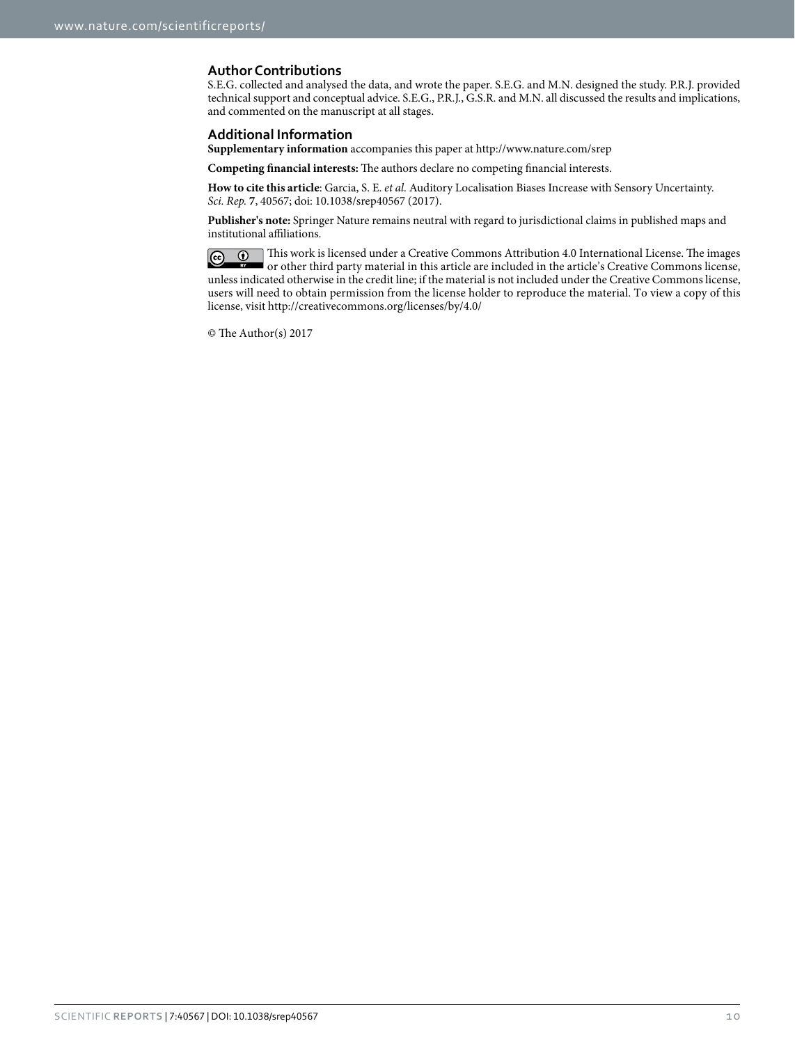## Author Contributions

S.E.G. collected and analysed the data, and wrote the paper. S.E.G. and M.N. designed the study. P.R.J. provided technical support and conceptual advice. S.E.G., P.R.J., G.S.R. and M.N. all discussed the results and implications, and commented on the manuscript at all stages.

## Additional Information

**Supplementary information** accompanies this paper at http://www.nature.com/srep

**Competing financial interests:** The authors declare no competing financial interests.

**How to cite this article**: Garcia, S. E. *et al.* Auditory Localisation Biases Increase with Sensory Uncertainty. *Sci. Rep.* **7**, 40567; doi: 10.1038/srep40567 (2017).

**Publisher's note:** Springer Nature remains neutral with regard to jurisdictional claims in published maps and institutional affiliations.

This work is licensed under a Creative Commons Attribution 4.0 International License. The images or other third party material in this article are included in the article's Creative Commons license, unless indicated otherwise in the credit line; if the material is not included under the Creative Commons license, users will need to obtain permission from the license holder to reproduce the material. To view a copy of this license, visit http://creativecommons.org/licenses/by/4.0/

© The Author(s) 2017